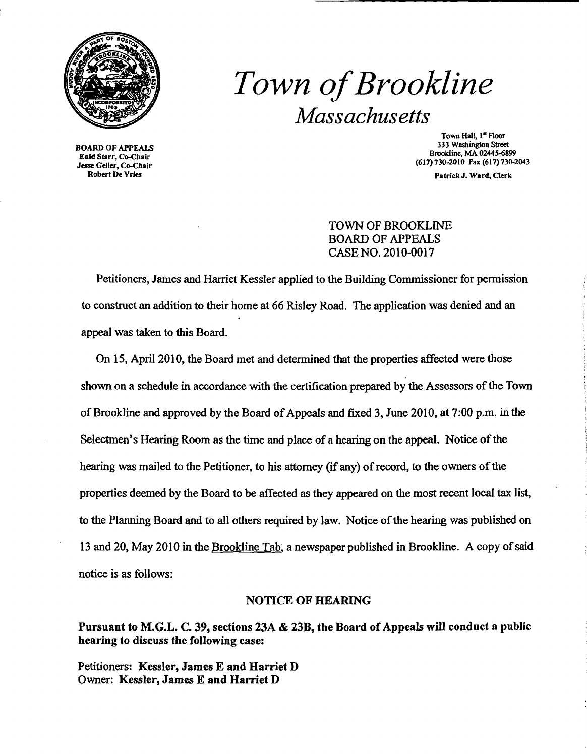# *Town of Brookline*

*Massachusetts*

BOARD OF APPEALS
Enid Starr, Co-Chair
Jesse Geller, Co-Chair
Robert De Vries

Town Hall, 1st Floor
333 Washington Street
Brookline, MA 02445-6899
(617) 730-2010 Fax (617) 730-2043

Patrick J. Ward, Clerk

TOWN OF BROOKLINE
BOARD OF APPEALS
CASE NO. 2010-0017

Petitioners, James and Harriet Kessler applied to the Building Commissioner for permission to construct an addition to their home at 66 Risley Road. The application was denied and an appeal was taken to this Board.

On 15, April 2010, the Board met and determined that the properties affected were those shown on a schedule in accordance with the certification prepared by the Assessors of the Town of Brookline and approved by the Board of Appeals and fixed 3, June 2010, at 7:00 p.m. in the Selectmen's Hearing Room as the time and place of a hearing on the appeal. Notice of the hearing was mailed to the Petitioner, to his attorney (if any) of record, to the owners of the properties deemed by the Board to be affected as they appeared on the most recent local tax list, to the Planning Board and to all others required by law. Notice of the hearing was published on 13 and 20, May 2010 in the Brookline Tab, a newspaper published in Brookline. A copy of said notice is as follows:

## NOTICE OF HEARING

**Pursuant to M.G.L. C. 39, sections 23A & 23B, the Board of Appeals will conduct a public hearing to discuss the following case:**

Petitioners: **Kessler, James E and Harriet D**
Owner: **Kessler, James E and Harriet D**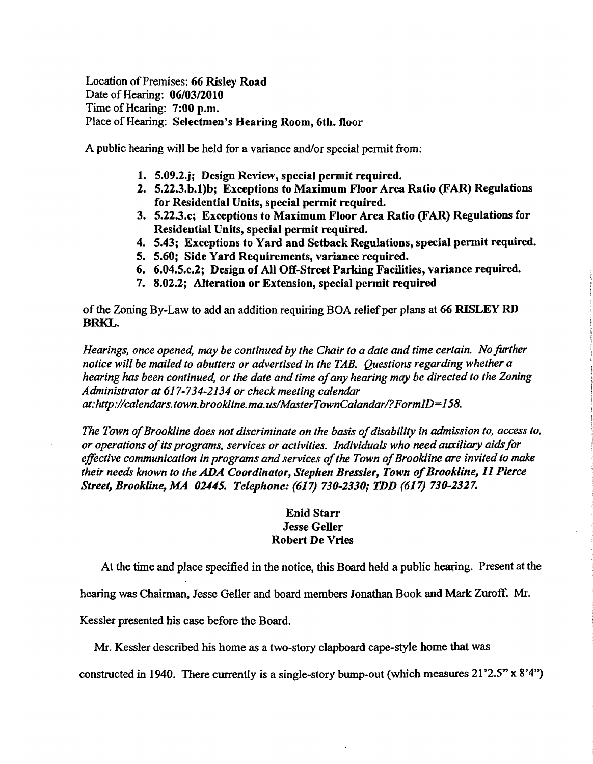Location of Premises: **66 Risley Road**
Date of Hearing: **06/03/2010**
Time of Hearing: **7:00 p.m.**
Place of Hearing: **Selectmen's Hearing Room, 6th. floor**

A public hearing will be held for a variance and/or special permit from:

1. **5.09.2.j; Design Review, special permit required.**
2. **5.22.3.b.1)b; Exceptions to Maximum Floor Area Ratio (FAR) Regulations for Residential Units, special permit required.**
3. **5.22.3.c; Exceptions to Maximum Floor Area Ratio (FAR) Regulations for Residential Units, special permit required.**
4. **5.43; Exceptions to Yard and Setback Regulations, special permit required.**
5. **5.60; Side Yard Requirements, variance required.**
6. **6.04.5.c.2; Design of All Off-Street Parking Facilities, variance required.**
7. **8.02.2; Alteration or Extension, special permit required**

of the Zoning By-Law to add an addition requiring BOA relief per plans at **66 RISLEY RD BRKL.**

*Hearings, once opened, may be continued by the Chair to a date and time certain. No further notice will be mailed to abutters or advertised in the TAB. Questions regarding whether a hearing has been continued, or the date and time of any hearing may be directed to the Zoning Administrator at 617-734-2134 or check meeting calendar at:http://calendars.town.brookline.ma.us/MasterTownCalandar/?FormID=158.*

*The Town of Brookline does not discriminate on the basis of disability in admission to, access to, or operations of its programs, services or activities. Individuals who need auxiliary aids for effective communication in programs and services of the Town of Brookline are invited to make their needs known to the ADA Coordinator, Stephen Bressler, Town of Brookline, 11 Pierce Street, Brookline, MA 02445. Telephone: (617) 730-2330; TDD (617) 730-2327.*

**Enid Starr**
**Jesse Geller**
**Robert De Vries**

At the time and place specified in the notice, this Board held a public hearing. Present at the hearing was Chairman, Jesse Geller and board members Jonathan Book and Mark Zuroff. Mr. Kessler presented his case before the Board.

Mr. Kessler described his home as a two-story clapboard cape-style home that was constructed in 1940. There currently is a single-story bump-out (which measures 21'2.5" x 8'4")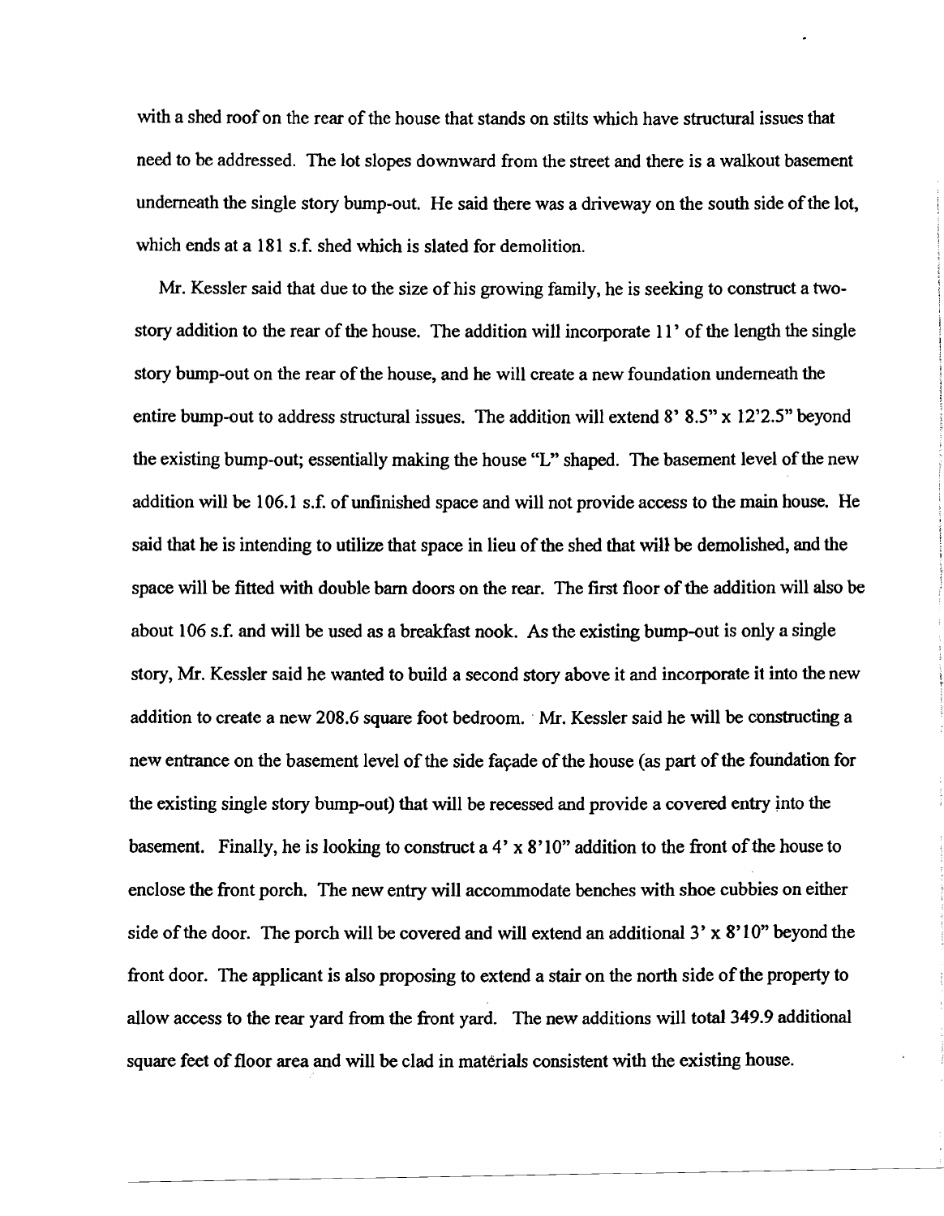with a shed roof on the rear of the house that stands on stilts which have structural issues that need to be addressed. The lot slopes downward from the street and there is a walkout basement underneath the single story bump-out. He said there was a driveway on the south side of the lot, which ends at a 181 s.f. shed which is slated for demolition.

Mr. Kessler said that due to the size of his growing family, he is seeking to construct a two-story addition to the rear of the house. The addition will incorporate 11' of the length the single story bump-out on the rear of the house, and he will create a new foundation underneath the entire bump-out to address structural issues. The addition will extend 8' 8.5" x 12'2.5" beyond the existing bump-out; essentially making the house "L" shaped. The basement level of the new addition will be 106.1 s.f. of unfinished space and will not provide access to the main house. He said that he is intending to utilize that space in lieu of the shed that will be demolished, and the space will be fitted with double barn doors on the rear. The first floor of the addition will also be about 106 s.f. and will be used as a breakfast nook. As the existing bump-out is only a single story, Mr. Kessler said he wanted to build a second story above it and incorporate it into the new addition to create a new 208.6 square foot bedroom. Mr. Kessler said he will be constructing a new entrance on the basement level of the side façade of the house (as part of the foundation for the existing single story bump-out) that will be recessed and provide a covered entry into the basement. Finally, he is looking to construct a 4' x 8'10" addition to the front of the house to enclose the front porch. The new entry will accommodate benches with shoe cubbies on either side of the door. The porch will be covered and will extend an additional 3' x 8'10" beyond the front door. The applicant is also proposing to extend a stair on the north side of the property to allow access to the rear yard from the front yard. The new additions will total 349.9 additional square feet of floor area and will be clad in materials consistent with the existing house.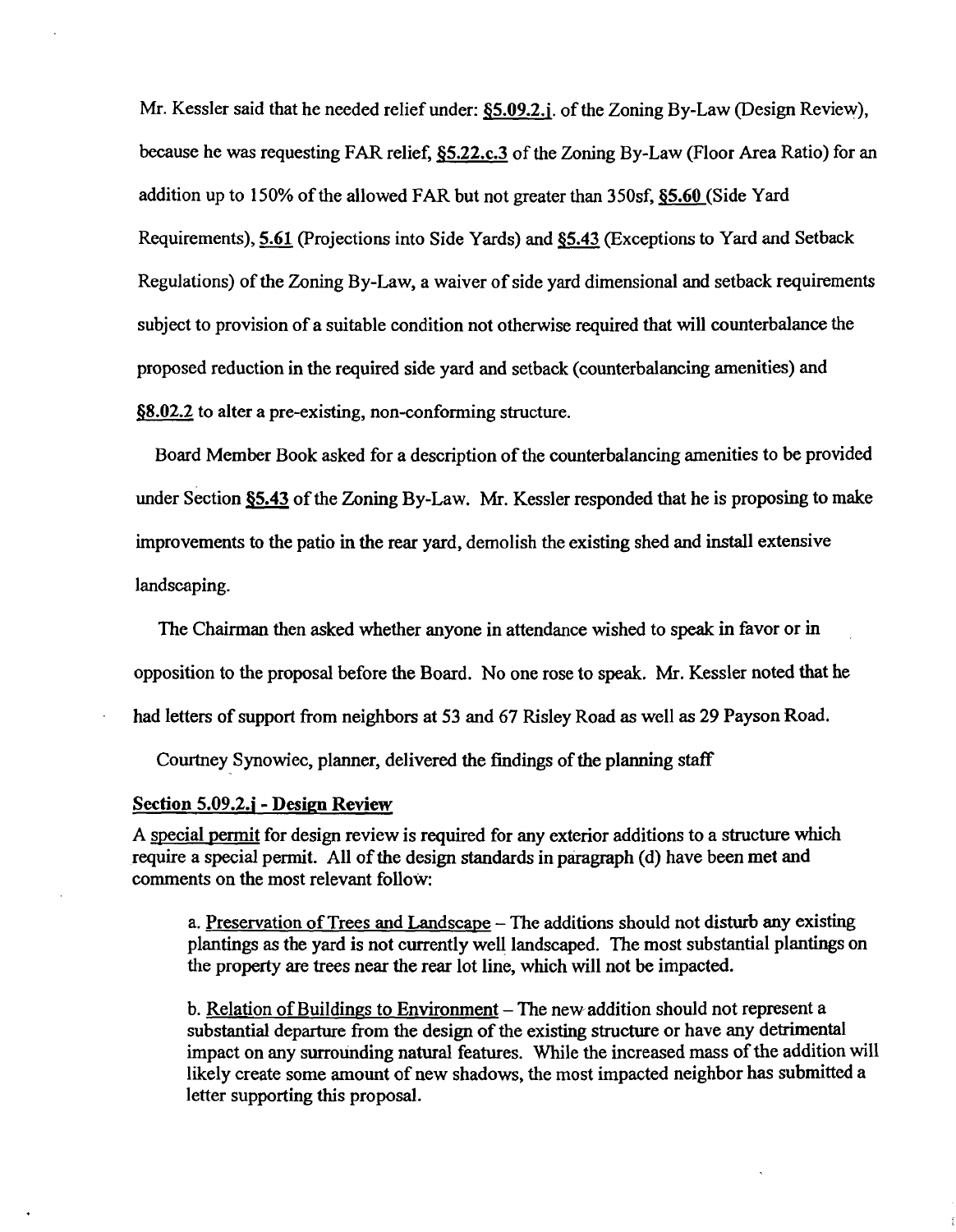Mr. Kessler said that he needed relief under: §5.09.2.j. of the Zoning By-Law (Design Review), because he was requesting FAR relief, §5.22.c.3 of the Zoning By-Law (Floor Area Ratio) for an addition up to 150% of the allowed FAR but not greater than 350sf, §5.60 (Side Yard Requirements), 5.61 (Projections into Side Yards) and §5.43 (Exceptions to Yard and Setback Regulations) of the Zoning By-Law, a waiver of side yard dimensional and setback requirements subject to provision of a suitable condition not otherwise required that will counterbalance the proposed reduction in the required side yard and setback (counterbalancing amenities) and §8.02.2 to alter a pre-existing, non-conforming structure.

Board Member Book asked for a description of the counterbalancing amenities to be provided under Section §5.43 of the Zoning By-Law. Mr. Kessler responded that he is proposing to make improvements to the patio in the rear yard, demolish the existing shed and install extensive landscaping.

The Chairman then asked whether anyone in attendance wished to speak in favor or in opposition to the proposal before the Board. No one rose to speak. Mr. Kessler noted that he had letters of support from neighbors at 53 and 67 Risley Road as well as 29 Payson Road.

Courtney Synowiec, planner, delivered the findings of the planning staff

**Section 5.09.2.j - Design Review**

A special permit for design review is required for any exterior additions to a structure which require a special permit. All of the design standards in paragraph (d) have been met and comments on the most relevant follow:

a. Preservation of Trees and Landscape – The additions should not disturb any existing plantings as the yard is not currently well landscaped. The most substantial plantings on the property are trees near the rear lot line, which will not be impacted.

b. Relation of Buildings to Environment – The new addition should not represent a substantial departure from the design of the existing structure or have any detrimental impact on any surrounding natural features. While the increased mass of the addition will likely create some amount of new shadows, the most impacted neighbor has submitted a letter supporting this proposal.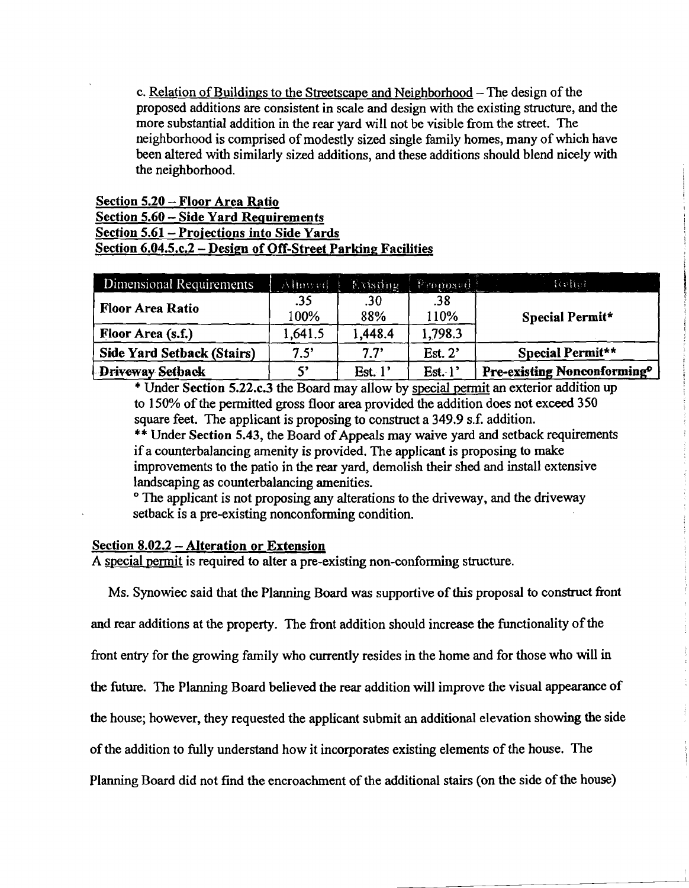c. Relation of Buildings to the Streetscape and Neighborhood – The design of the proposed additions are consistent in scale and design with the existing structure, and the more substantial addition in the rear yard will not be visible from the street. The neighborhood is comprised of modestly sized single family homes, many of which have been altered with similarly sized additions, and these additions should blend nicely with the neighborhood.

**Section 5.20 – Floor Area Ratio**
**Section 5.60 – Side Yard Requirements**
**Section 5.61 – Projections into Side Yards**
**Section 6.04.5.c.2 – Design of Off-Street Parking Facilities**

| Dimensional Requirements | Allowed | Existing | Proposed | Relief |
|---|---|---|---|---|
| **Floor Area Ratio** | .35<br>100% | .30<br>88% | .38<br>110% | **Special Permit*** |
| **Floor Area (s.f.)** | 1,641.5 | 1,448.4 | 1,798.3 | |
| **Side Yard Setback (Stairs)** | 7.5' | 7.7' | Est. 2' | **Special Permit**** |
| **Driveway Setback** | 5' | Est. 1' | Est. 1' | **Pre-existing Nonconforming°** |

\* Under **Section 5.22.c.3** the Board may allow by special permit an exterior addition up to 150% of the permitted gross floor area provided the addition does not exceed 350 square feet. The applicant is proposing to construct a 349.9 s.f. addition.

\*\* Under **Section 5.43**, the Board of Appeals may waive yard and setback requirements if a counterbalancing amenity is provided. The applicant is proposing to make improvements to the patio in the rear yard, demolish their shed and install extensive landscaping as counterbalancing amenities.

° The applicant is not proposing any alterations to the driveway, and the driveway setback is a pre-existing nonconforming condition.

**Section 8.02.2 – Alteration or Extension**
A special permit is required to alter a pre-existing non-conforming structure.

Ms. Synowiec said that the Planning Board was supportive of this proposal to construct front and rear additions at the property. The front addition should increase the functionality of the front entry for the growing family who currently resides in the home and for those who will in the future. The Planning Board believed the rear addition will improve the visual appearance of the house; however, they requested the applicant submit an additional elevation showing the side of the addition to fully understand how it incorporates existing elements of the house. The Planning Board did not find the encroachment of the additional stairs (on the side of the house)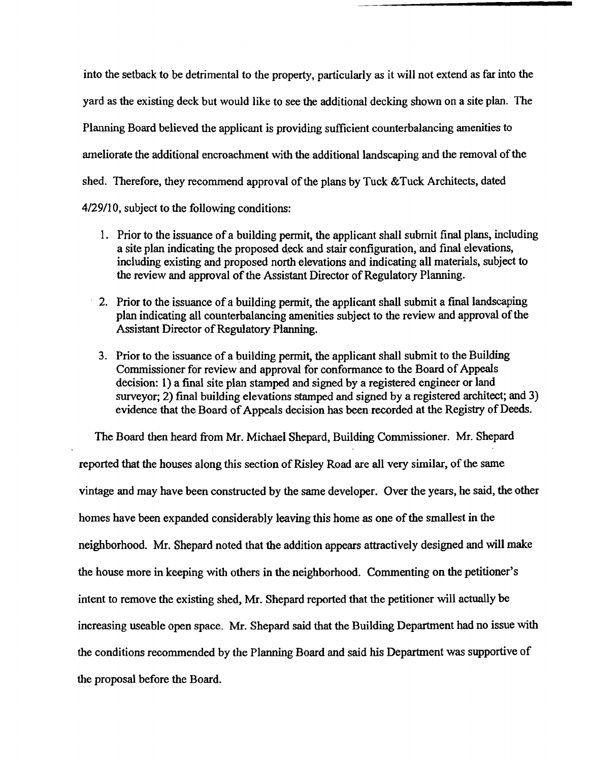into the setback to be detrimental to the property, particularly as it will not extend as far into the yard as the existing deck but would like to see the additional decking shown on a site plan. The Planning Board believed the applicant is providing sufficient counterbalancing amenities to ameliorate the additional encroachment with the additional landscaping and the removal of the shed. Therefore, they recommend approval of the plans by Tuck &Tuck Architects, dated 4/29/10, subject to the following conditions:

1. Prior to the issuance of a building permit, the applicant shall submit final plans, including a site plan indicating the proposed deck and stair configuration, and final elevations, including existing and proposed north elevations and indicating all materials, subject to the review and approval of the Assistant Director of Regulatory Planning.
2. Prior to the issuance of a building permit, the applicant shall submit a final landscaping plan indicating all counterbalancing amenities subject to the review and approval of the Assistant Director of Regulatory Planning.
3. Prior to the issuance of a building permit, the applicant shall submit to the Building Commissioner for review and approval for conformance to the Board of Appeals decision: 1) a final site plan stamped and signed by a registered engineer or land surveyor; 2) final building elevations stamped and signed by a registered architect; and 3) evidence that the Board of Appeals decision has been recorded at the Registry of Deeds.

The Board then heard from Mr. Michael Shepard, Building Commissioner. Mr. Shepard reported that the houses along this section of Risley Road are all very similar, of the same vintage and may have been constructed by the same developer. Over the years, he said, the other homes have been expanded considerably leaving this home as one of the smallest in the neighborhood. Mr. Shepard noted that the addition appears attractively designed and will make the house more in keeping with others in the neighborhood. Commenting on the petitioner's intent to remove the existing shed, Mr. Shepard reported that the petitioner will actually be increasing useable open space. Mr. Shepard said that the Building Department had no issue with the conditions recommended by the Planning Board and said his Department was supportive of the proposal before the Board.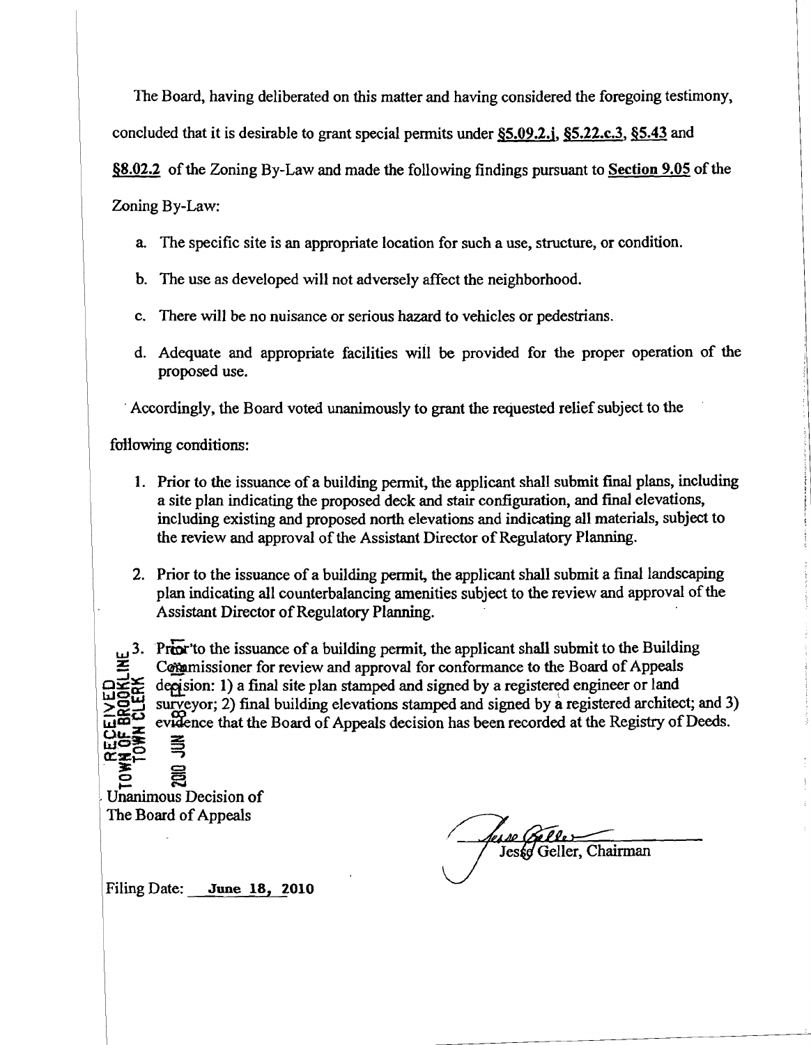The Board, having deliberated on this matter and having considered the foregoing testimony, concluded that it is desirable to grant special permits under **§5.09.2.j**, **§5.22.c.3**, **§5.43** and **§8.02.2** of the Zoning By-Law and made the following findings pursuant to **Section 9.05** of the Zoning By-Law:

a. The specific site is an appropriate location for such a use, structure, or condition.

b. The use as developed will not adversely affect the neighborhood.

c. There will be no nuisance or serious hazard to vehicles or pedestrians.

d. Adequate and appropriate facilities will be provided for the proper operation of the proposed use.

Accordingly, the Board voted unanimously to grant the requested relief subject to the following conditions:

1. Prior to the issuance of a building permit, the applicant shall submit final plans, including a site plan indicating the proposed deck and stair configuration, and final elevations, including existing and proposed north elevations and indicating all materials, subject to the review and approval of the Assistant Director of Regulatory Planning.

2. Prior to the issuance of a building permit, the applicant shall submit a final landscaping plan indicating all counterbalancing amenities subject to the review and approval of the Assistant Director of Regulatory Planning.

3. Prior to the issuance of a building permit, the applicant shall submit to the Building Commissioner for review and approval for conformance to the Board of Appeals decision: 1) a final site plan stamped and signed by a registered engineer or land surveyor; 2) final building elevations stamped and signed by a registered architect; and 3) evidence that the Board of Appeals decision has been recorded at the Registry of Deeds.

RECEIVED
TOWN OF BROOKLINE
TOWN CLERK
2010 JUN 18

Unanimous Decision of
The Board of Appeals

Jesse Geller, Chairman

Filing Date: **June 18, 2010**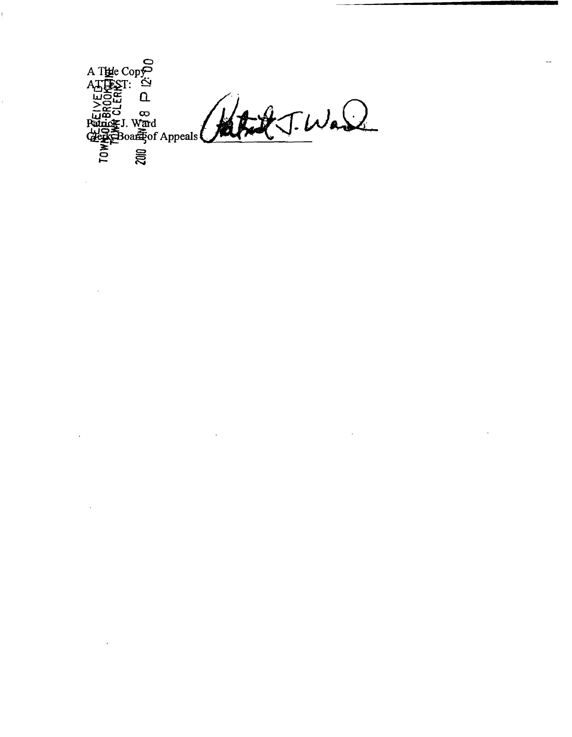A True Copy
ATTEST:

Patrick J. Ward
Clerk, Board of Appeals

RECEIVED
TOWN OF BROOKLINE
TOWN CLERK
2010 JAN 8 P 12:00